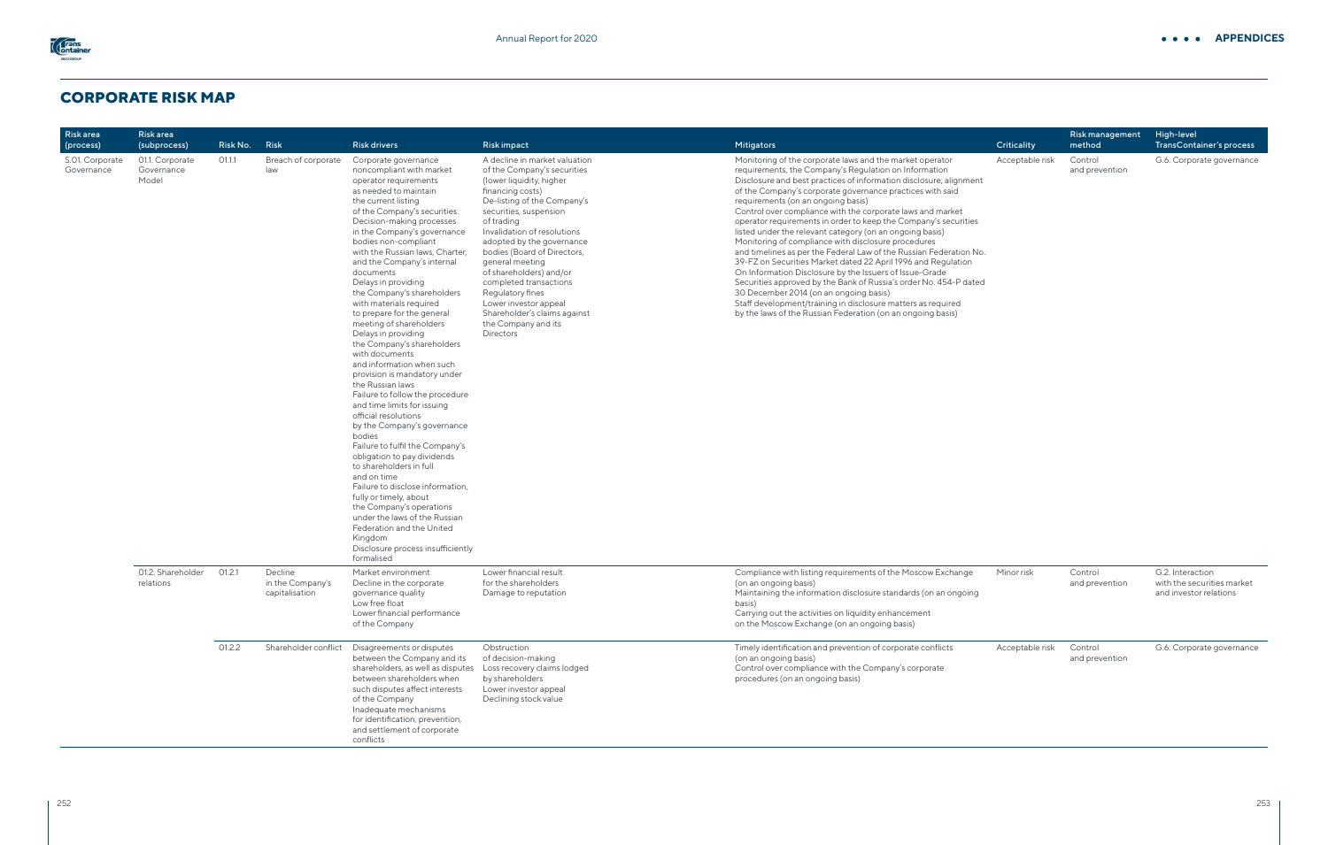# CORPORATE RISK MAP

| Risk area (process) | Risk area (subprocess) | Risk No. | Risk | Risk drivers | Risk impact | Mitigators | Criticality | Risk management method | High-level TransContainer's process |
|---|---|---|---|---|---|---|---|---|---|
| S.01. Corporate Governance | 01.1. Corporate Governance Model | 01.1.1 | Breach of corporate law | Corporate governance noncompliant with market operator requirements as needed to maintain the current listing of the Company's securities. Decision-making processes in the Company's governance bodies non-compliant with the Russian laws, Charter, and the Company's internal documents<br>Delays in providing the Company's shareholders with materials required to prepare for the general meeting of shareholders<br>Delays in providing the Company's shareholders with documents and information when such provision is mandatory under the Russian laws<br>Failure to follow the procedure and time limits for issuing official resolutions by the Company's governance bodies<br>Failure to fulfil the Company's obligation to pay dividends to shareholders in full and on time<br>Failure to disclose information, fully or timely, about the Company's operations under the laws of the Russian Federation and the United Kingdom<br>Disclosure process insufficiently formalised | A decline in market valuation of the Company's securities (lower liquidity, higher financing costs)<br>De-listing of the Company's securities, suspension of trading<br>Invalidation of resolutions adopted by the governance bodies (Board of Directors, general meeting of shareholders) and/or completed transactions<br>Regulatory fines<br>Lower investor appeal<br>Shareholder's claims against the Company and its Directors | Monitoring of the corporate laws and the market operator requirements, the Company's Regulation on Information Disclosure and best practices of information disclosure, alignment of the Company's corporate governance practices with said requirements (on an ongoing basis)<br>Control over compliance with the corporate laws and market operator requirements in order to keep the Company's securities listed under the relevant category (on an ongoing basis)<br>Monitoring of compliance with disclosure procedures and timelines as per the Federal Law of the Russian Federation No. 39-FZ on Securities Market dated 22 April 1996 and Regulation On Information Disclosure by the Issuers of Issue-Grade Securities approved by the Bank of Russia's order No. 454-P dated 30 December 2014 (on an ongoing basis)<br>Staff development/training in disclosure matters as required by the laws of the Russian Federation (on an ongoing basis) | Acceptable risk | Control and prevention | G.6. Corporate governance |
| | 01.2. Shareholder relations | 01.2.1 | Decline in the Company's capitalisation | Market environment<br>Decline in the corporate governance quality<br>Low free float<br>Lower financial performance of the Company | Lower financial result for the shareholders<br>Damage to reputation | Compliance with listing requirements of the Moscow Exchange (on an ongoing basis)<br>Maintaining the information disclosure standards (on an ongoing basis)<br>Carrying out the activities on liquidity enhancement on the Moscow Exchange (on an ongoing basis) | Minor risk | Control and prevention | G.2. Interaction with the securities market and investor relations |
| | | 01.2.2 | Shareholder conflict | Disagreements or disputes between the Company and its shareholders, as well as disputes between shareholders when such disputes affect interests of the Company<br>Inadequate mechanisms for identification, prevention, and settlement of corporate conflicts | Obstruction of decision-making<br>Loss recovery claims lodged by shareholders<br>Lower investor appeal<br>Declining stock value | Timely identification and prevention of corporate conflicts (on an ongoing basis)<br>Control over compliance with the Company's corporate procedures (on an ongoing basis) | Acceptable risk | Control and prevention | G.6. Corporate governance |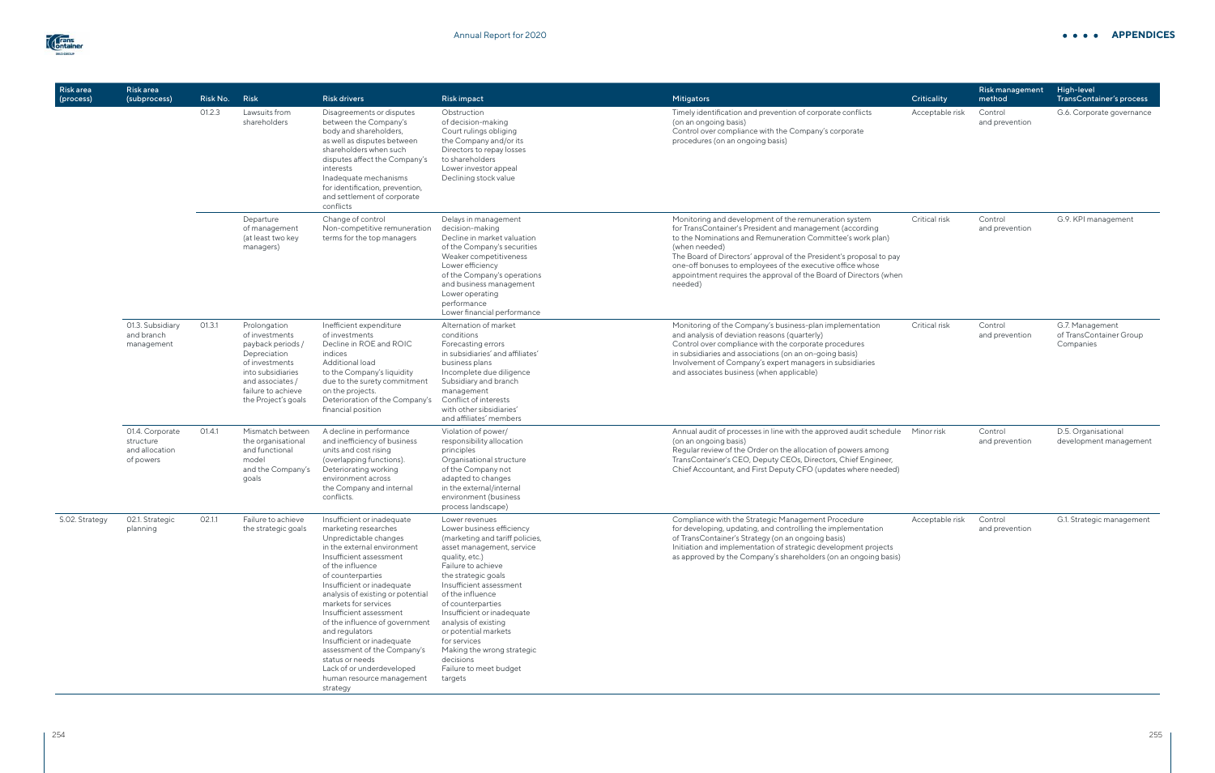| Risk area (process) | Risk area (subprocess) | Risk No. | Risk | Risk drivers | Risk impact | Mitigators | Criticality | Risk management method | High-level TransContainer's process |
|---|---|---|---|---|---|---|---|---|---|
| | | 01.2.3 | Lawsuits from shareholders | Disagreements or disputes between the Company's body and shareholders, as well as disputes between shareholders when such disputes affect the Company's interests<br>Inadequate mechanisms for identification, prevention, and settlement of corporate conflicts | Obstruction of decision-making<br>Court rulings obliging the Company and/or its Directors to repay losses to shareholders<br>Lower investor appeal<br>Declining stock value | Timely identification and prevention of corporate conflicts (on an ongoing basis)<br>Control over compliance with the Company's corporate procedures (on an ongoing basis) | Acceptable risk | Control and prevention | G.6. Corporate governance |
| | | | Departure of management (at least two key managers) | Change of control<br>Non-competitive remuneration terms for the top managers | Delays in management decision-making<br>Decline in market valuation of the Company's securities<br>Weaker competitiveness<br>Lower efficiency of the Company's operations and business management<br>Lower operating performance<br>Lower financial performance | Monitoring and development of the remuneration system for TransContainer's President and management (according to the Nominations and Remuneration Committee's work plan) (when needed)<br>The Board of Directors' approval of the President's proposal to pay one-off bonuses to employees of the executive office whose appointment requires the approval of the Board of Directors (when needed) | Critical risk | Control and prevention | G.9. KPI management |
| | 01.3. Subsidiary and branch management | 01.3.1 | Prolongation of investments payback periods / Depreciation of investments into subsidiaries and associates / failure to achieve the Project's goals | Inefficient expenditure of investments<br>Decline in ROE and ROIC indices<br>Additional load to the Company's liquidity due to the surety commitment on the projects.<br>Deterioration of the Company's financial position | Alternation of market conditions<br>Forecasting errors in subsidiaries' and affiliates' business plans<br>Incomplete due diligence<br>Subsidiary and branch management<br>Conflict of interests with other sibsidiaries' and affiliates' members | Monitoring of the Company's business-plan implementation and analysis of deviation reasons (quarterly)<br>Control over compliance with the corporate procedures in subsidiaries and associations (on an on-going basis)<br>Involvement of Company's expert managers in subsidiaries and associates business (when applicable) | Critical risk | Control and prevention | G.7. Management of TransContainer Group Companies |
| | 01.4. Corporate structure and allocation of powers | 01.4.1 | Mismatch between the organisational and functional model and the Company's goals | A decline in performance and inefficiency of business units and cost rising (overlapping functions).<br>Deteriorating working environment across the Company and internal conflicts. | Violation of power/ responsibility allocation principles<br>Organisational structure of the Company not adapted to changes in the external/internal environment (business process landscape) | Annual audit of processes in line with the approved audit schedule (on an ongoing basis)<br>Regular review of the Order on the allocation of powers among TransContainer's CEO, Deputy CEOs, Directors, Chief Engineer, Chief Accountant, and First Deputy CFO (updates where needed) | Minor risk | Control and prevention | D.5. Organisational development management |
| S.02. Strategy | 02.1. Strategic planning | 02.1.1 | Failure to achieve the strategic goals | Insufficient or inadequate marketing researches<br>Unpredictable changes in the external environment<br>Insufficient assessment of the influence of counterparties<br>Insufficient or inadequate analysis of existing or potential markets for services<br>Insufficient assessment of the influence of government and regulators<br>Insufficient or inadequate assessment of the Company's status or needs<br>Lack of or underdeveloped human resource management strategy | Lower revenues<br>Lower business efficiency (marketing and tariff policies, asset management, service quality, etc.)<br>Failure to achieve the strategic goals<br>Insufficient assessment of the influence of counterparties<br>Insufficient or inadequate analysis of existing or potential markets for services<br>Making the wrong strategic decisions<br>Failure to meet budget targets | Compliance with the Strategic Management Procedure for developing, updating, and controlling the implementation of TransContainer's Strategy (on an ongoing basis)<br>Initiation and implementation of strategic development projects as approved by the Company's shareholders (on an ongoing basis) | Acceptable risk | Control and prevention | G.1. Strategic management |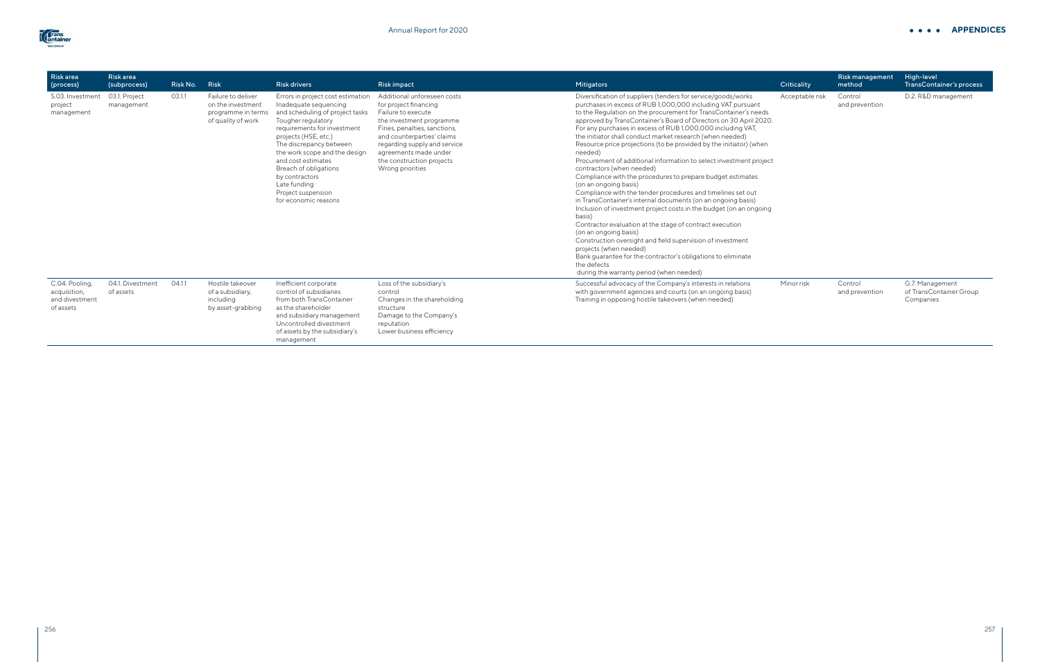| Risk area (process) | Risk area (subprocess) | Risk No. | Risk | Risk drivers | Risk impact | Mitigators | Criticality | Risk management method | High-level TransContainer's process |
|---|---|---|---|---|---|---|---|---|---|
| S.03. Investment project management | 03.1. Project management | 03.1.1 | Failure to deliver on the investment programme in terms of quality of work | Errors in project cost estimation<br>Inadequate sequencing and scheduling of project tasks<br>Tougher regulatory requirements for investment projects (HSE, etc.)<br>The discrepancy between the work scope and the design and cost estimates<br>Breach of obligations by contractors<br>Late funding<br>Project suspension for economic reasons | Additional unforeseen costs for project financing<br>Failure to execute the investment programme<br>Fines, penalties, sanctions, and counterparties' claims regarding supply and service agreements made under the construction projects<br>Wrong priorities | Diversification of suppliers (tenders for service/goods/works purchases in excess of RUB 1,000,000 including VAT pursuant to the Regulation on the procurement for TransContainer's needs approved by TransContainer's Board of Directors on 30 April 2020. For any purchases in excess of RUB 1,000,000 including VAT, the initiator shall conduct market research (when needed)<br>Resource price projections (to be provided by the initiator) (when needed)<br>Procurement of additional information to select investment project contractors (when needed)<br>Compliance with the procedures to prepare budget estimates (on an ongoing basis)<br>Compliance with the tender procedures and timelines set out in TransContainer's internal documents (on an ongoing basis)<br>Inclusion of investment project costs in the budget (on an ongoing basis)<br>Contractor evaluation at the stage of contract execution (on an ongoing basis)<br>Construction oversight and field supervision of investment projects (when needed)<br>Bank guarantee for the contractor's obligations to eliminate the defects during the warranty period (when needed) | Acceptable risk | Control and prevention | D.2. R&D management |
| C.04. Pooling, acquisition, and divestment of assets | 04.1. Divestment of assets | 04.1.1 | Hostile takeover of a subsidiary, including by asset-grabbing | Inefficient corporate control of subsidiaries from both TransContainer as the shareholder and subsidiary management<br>Uncontrolled divestment of assets by the subsidiary's management | Loss of the subsidiary's control<br>Changes in the shareholding structure<br>Damage to the Company's reputation<br>Lower business efficiency | Successful advocacy of the Company's interests in relations with government agencies and courts (on an ongoing basis)<br>Training in opposing hostile takeovers (when needed) | Minor risk | Control and prevention | G.7. Management of TransContainer Group Companies |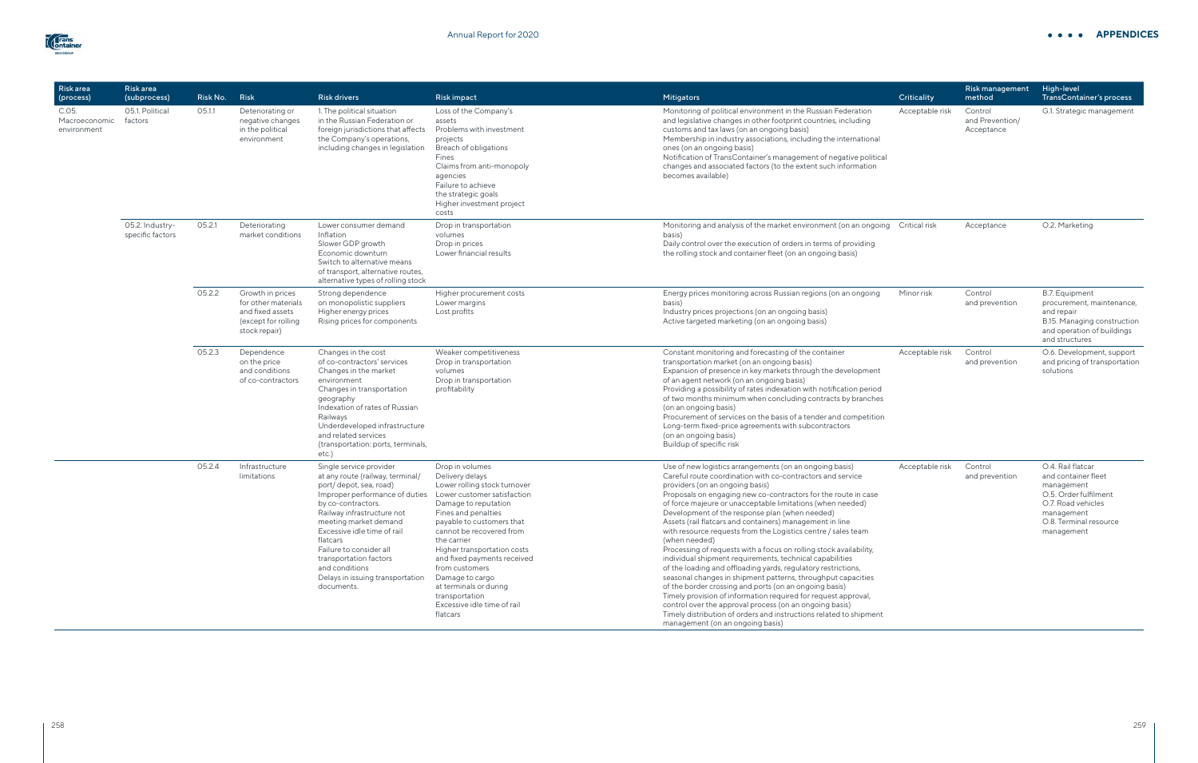| Risk area (process) | Risk area (subprocess) | Risk No. | Risk | Risk drivers | Risk impact | Mitigators | Criticality | Risk management method | High-level TransContainer's process |
|---|---|---|---|---|---|---|---|---|---|
| C.05. Macroeconomic environment | 05.1. Political factors | 05.1.1 | Deteriorating or negative changes in the political environment | 1. The political situation in the Russian Federation or foreign jurisdictions that affects the Company's operations, including changes in legislation | Loss of the Company's assets<br>Problems with investment projects<br>Breach of obligations<br>Fines<br>Claims from anti-monopoly agencies<br>Failure to achieve the strategic goals<br>Higher investment project costs | Monitoring of political environment in the Russian Federation and legislative changes in other footprint countries, including customs and tax laws (on an ongoing basis)<br>Membership in industry associations, including the international ones (on an ongoing basis)<br>Notification of TransContainer's management of negative political changes and associated factors (to the extent such information becomes available) | Acceptable risk | Control and Prevention/ Acceptance | G.1. Strategic management |
| | 05.2. Industry-specific factors | 05.2.1 | Deteriorating market conditions | Lower consumer demand<br>Inflation<br>Slower GDP growth<br>Economic downturn<br>Switch to alternative means of transport, alternative routes, alternative types of rolling stock | Drop in transportation volumes<br>Drop in prices<br>Lower financial results | Monitoring and analysis of the market environment (on an ongoing basis)<br>Daily control over the execution of orders in terms of providing the rolling stock and container fleet (on an ongoing basis) | Critical risk | Acceptance | O.2. Marketing |
| | | 05.2.2 | Growth in prices for other materials and fixed assets (except for rolling stock repair) | Strong dependence on monopolistic suppliers<br>Higher energy prices<br>Rising prices for components | Higher procurement costs<br>Lower margins<br>Lost profits | Energy prices monitoring across Russian regions (on an ongoing basis)<br>Industry prices projections (on an ongoing basis)<br>Active targeted marketing (on an ongoing basis) | Minor risk | Control and prevention | B.7. Equipment procurement, maintenance, and repair<br>B.15. Managing construction and operation of buildings and structures |
| | | 05.2.3 | Dependence on the price and conditions of co-contractors | Changes in the cost of co-contractors' services<br>Changes in the market environment<br>Changes in transportation geography<br>Indexation of rates of Russian Railways<br>Underdeveloped infrastructure and related services (transportation: ports, terminals, etc.) | Weaker competitiveness<br>Drop in transportation volumes<br>Drop in transportation profitability | Constant monitoring and forecasting of the container transportation market (on an ongoing basis)<br>Expansion of presence in key markets through the development of an agent network (on an ongoing basis)<br>Providing a possibility of rates indexation with notification period of two months minimum when concluding contracts by branches (on an ongoing basis)<br>Procurement of services on the basis of a tender and competition<br>Long-term fixed-price agreements with subcontractors (on an ongoing basis)<br>Buildup of specific risk | Acceptable risk | Control and prevention | O.6. Development, support and pricing of transportation solutions |
| | | 05.2.4 | Infrastructure limitations | Single service provider at any route (railway, terminal/ port/ depot, sea, road)<br>Improper performance of duties by co-contractors.<br>Railway infrastructure not meeting market demand<br>Excessive idle time of rail flatcars<br>Failure to consider all transportation factors and conditions<br>Delays in issuing transportation documents. | Drop in volumes<br>Delivery delays<br>Lower rolling stock turnover<br>Lower customer satisfaction<br>Damage to reputation<br>Fines and penalties payable to customers that cannot be recovered from the carrier<br>Higher transportation costs and fixed payments received from customers<br>Damage to cargo at terminals or during transportation<br>Excessive idle time of rail flatcars | Use of new logistics arrangements (on an ongoing basis)<br>Careful route coordination with co-contractors and service providers (on an ongoing basis)<br>Proposals on engaging new co-contractors for the route in case of force majeure or unacceptable limitations (when needed)<br>Development of the response plan (when needed)<br>Assets (rail flatcars and containers) management in line with resource requests from the Logistics centre / sales team (when needed)<br>Processing of requests with a focus on rolling stock availability, individual shipment requirements, technical capabilities of the loading and offloading yards, regulatory restrictions, seasonal changes in shipment patterns, throughput capacities of the border crossing and ports (on an ongoing basis)<br>Timely provision of information required for request approval, control over the approval process (on an ongoing basis)<br>Timely distribution of orders and instructions related to shipment management (on an ongoing basis) | Acceptable risk | Control and prevention | O.4. Rail flatcar and container fleet management<br>O.5. Order fulfilment<br>O.7. Road vehicles management<br>O.8. Terminal resource management |